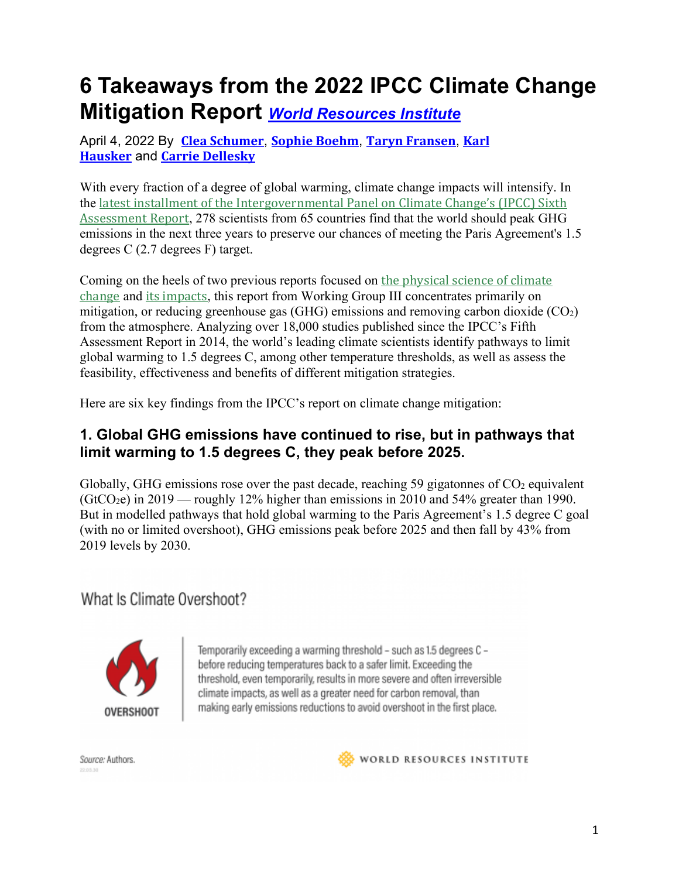# 6 Takeaways from the 2022 IPCC Climate Change Mitigation Report *World Resources Institute*

April 4, 2022 By **Clea Schumer**, **Sophie Boehm**, **Taryn Fransen**, **Karl Hausker** and **Carrie Dellesky**

With every fraction of a degree of global warming, climate change impacts will intensify. In the latest installment of the Intergovernmental Panel on Climate Change's (IPCC) Sixth Assessment Report, 278 scientists from 65 countries find that the world should peak GHG emissions in the next three years to preserve our chances of meeting the Paris Agreement's 1.5 degrees C (2.7 degrees F) target.

Coming on the heels of two previous reports focused on the physical science of climate change and its impacts, this report from Working Group III concentrates primarily on mitigation, or reducing greenhouse gas (GHG) emissions and removing carbon dioxide ($CO_2$) from the atmosphere. Analyzing over 18,000 studies published since the IPCC's Fifth Assessment Report in 2014, the world's leading climate scientists identify pathways to limit global warming to 1.5 degrees C, among other temperature thresholds, as well as assess the feasibility, effectiveness and benefits of different mitigation strategies.

Here are six key findings from the IPCC's report on climate change mitigation:

### 1. Global GHG emissions have continued to rise, but in pathways that limit warming to 1.5 degrees C, they peak before 2025.

Globally, GHG emissions rose over the past decade, reaching 59 gigatonnes of $CO_2$ equivalent ($GtCO_2e$) in 2019 — roughly 12% higher than emissions in 2010 and 54% greater than 1990. But in modelled pathways that hold global warming to the Paris Agreement's 1.5 degree C goal (with no or limited overshoot), GHG emissions peak before 2025 and then fall by 43% from 2019 levels by 2030.

What Is Climate Overshoot?

OVERSHOOT

Temporarily exceeding a warming threshold – such as 1.5 degrees C – before reducing temperatures back to a safer limit. Exceeding the threshold, even temporarily, results in more severe and often irreversible climate impacts, as well as a greater need for carbon removal, than making early emissions reductions to avoid overshoot in the first place.

Source: Authors.

WORLD RESOURCES INSTITUTE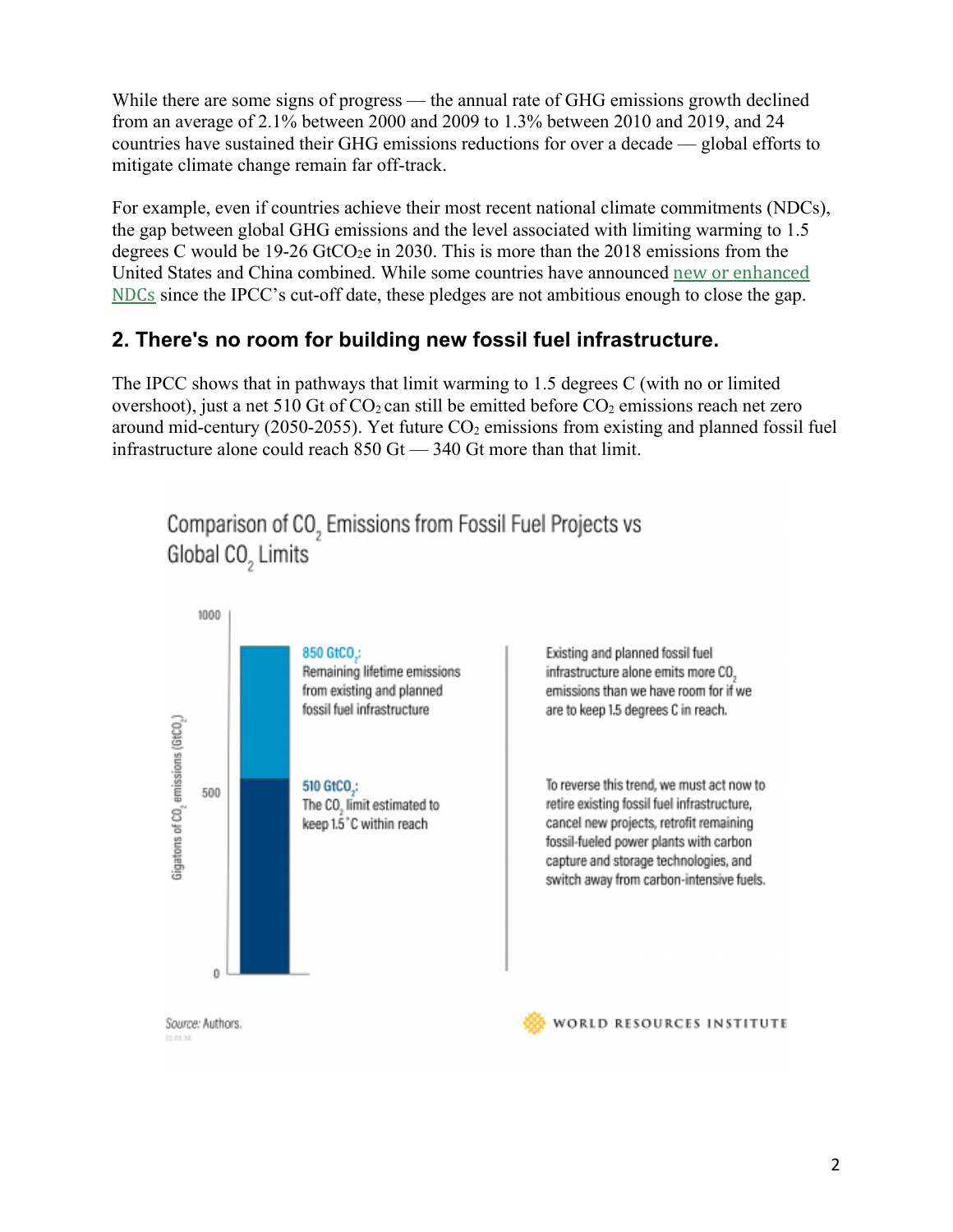While there are some signs of progress — the annual rate of GHG emissions growth declined from an average of 2.1% between 2000 and 2009 to 1.3% between 2010 and 2019, and 24 countries have sustained their GHG emissions reductions for over a decade — global efforts to mitigate climate change remain far off-track.

For example, even if countries achieve their most recent national climate commitments (NDCs), the gap between global GHG emissions and the level associated with limiting warming to 1.5 degrees C would be 19-26 $GtCO_2e$ in 2030. This is more than the 2018 emissions from the United States and China combined. While some countries have announced new or enhanced NDCs since the IPCC's cut-off date, these pledges are not ambitious enough to close the gap.

## 2. There's no room for building new fossil fuel infrastructure.

The IPCC shows that in pathways that limit warming to 1.5 degrees C (with no or limited overshoot), just a net 510 Gt of $CO_2$ can still be emitted before $CO_2$ emissions reach net zero around mid-century (2050-2055). Yet future $CO_2$ emissions from existing and planned fossil fuel infrastructure alone could reach 850 Gt — 340 Gt more than that limit.

Comparison of $CO_2$ Emissions from Fossil Fuel Projects vs Global $CO_2$ Limits

Gigatons of $CO_2$ emissions ($GtCO_2$)

1000

500

0

850 $GtCO_2$: Remaining lifetime emissions from existing and planned fossil fuel infrastructure

510 $GtCO_2$: The $CO_2$ limit estimated to keep 1.5˚C within reach

Existing and planned fossil fuel infrastructure alone emits more $CO_2$ emissions than we have room for if we are to keep 1.5 degrees C in reach.

To reverse this trend, we must act now to retire existing fossil fuel infrastructure, cancel new projects, retrofit remaining fossil-fueled power plants with carbon capture and storage technologies, and switch away from carbon-intensive fuels.

Source: Authors.

WORLD RESOURCES INSTITUTE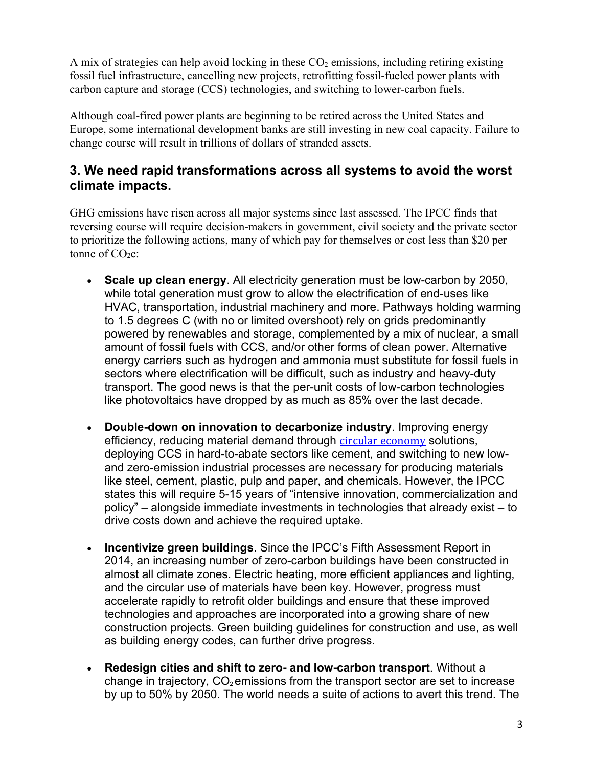A mix of strategies can help avoid locking in these $CO_2$ emissions, including retiring existing fossil fuel infrastructure, cancelling new projects, retrofitting fossil-fueled power plants with carbon capture and storage (CCS) technologies, and switching to lower-carbon fuels.

Although coal-fired power plants are beginning to be retired across the United States and Europe, some international development banks are still investing in new coal capacity. Failure to change course will result in trillions of dollars of stranded assets.

## 3. We need rapid transformations across all systems to avoid the worst climate impacts.

GHG emissions have risen across all major systems since last assessed. The IPCC finds that reversing course will require decision-makers in government, civil society and the private sector to prioritize the following actions, many of which pay for themselves or cost less than \$20 per tonne of $CO_2e$:

- **Scale up clean energy**. All electricity generation must be low-carbon by 2050, while total generation must grow to allow the electrification of end-uses like HVAC, transportation, industrial machinery and more. Pathways holding warming to 1.5 degrees C (with no or limited overshoot) rely on grids predominantly powered by renewables and storage, complemented by a mix of nuclear, a small amount of fossil fuels with CCS, and/or other forms of clean power. Alternative energy carriers such as hydrogen and ammonia must substitute for fossil fuels in sectors where electrification will be difficult, such as industry and heavy-duty transport. The good news is that the per-unit costs of low-carbon technologies like photovoltaics have dropped by as much as 85% over the last decade.

- **Double-down on innovation to decarbonize industry**. Improving energy efficiency, reducing material demand through circular economy solutions, deploying CCS in hard-to-abate sectors like cement, and switching to new low- and zero-emission industrial processes are necessary for producing materials like steel, cement, plastic, pulp and paper, and chemicals. However, the IPCC states this will require 5-15 years of "intensive innovation, commercialization and policy" – alongside immediate investments in technologies that already exist – to drive costs down and achieve the required uptake.

- **Incentivize green buildings**. Since the IPCC's Fifth Assessment Report in 2014, an increasing number of zero-carbon buildings have been constructed in almost all climate zones. Electric heating, more efficient appliances and lighting, and the circular use of materials have been key. However, progress must accelerate rapidly to retrofit older buildings and ensure that these improved technologies and approaches are incorporated into a growing share of new construction projects. Green building guidelines for construction and use, as well as building energy codes, can further drive progress.

- **Redesign cities and shift to zero- and low-carbon transport**. Without a change in trajectory, $CO_2$ emissions from the transport sector are set to increase by up to 50% by 2050. The world needs a suite of actions to avert this trend. The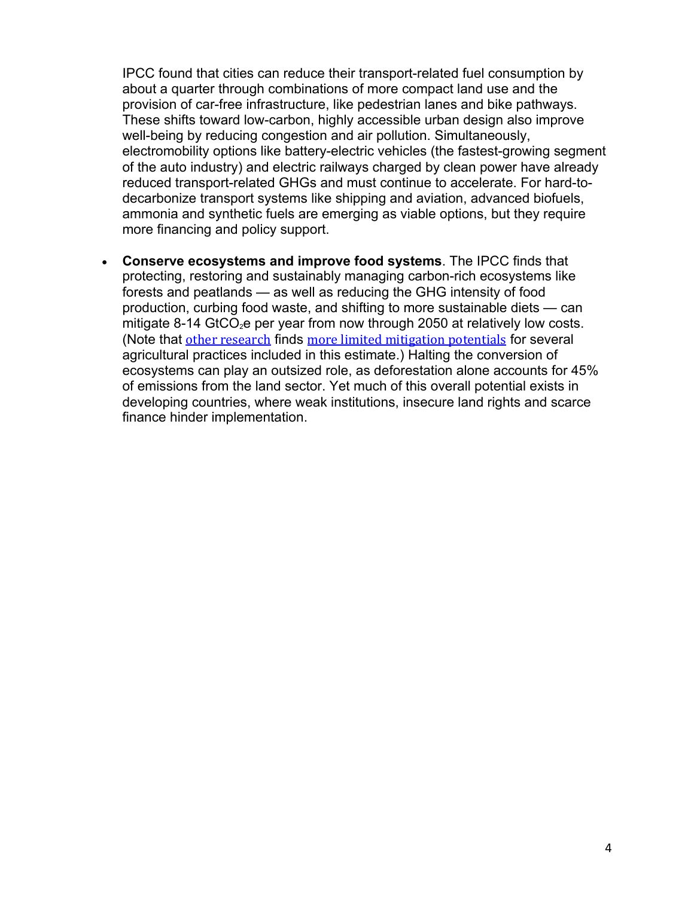IPCC found that cities can reduce their transport-related fuel consumption by about a quarter through combinations of more compact land use and the provision of car-free infrastructure, like pedestrian lanes and bike pathways. These shifts toward low-carbon, highly accessible urban design also improve well-being by reducing congestion and air pollution. Simultaneously, electromobility options like battery-electric vehicles (the fastest-growing segment of the auto industry) and electric railways charged by clean power have already reduced transport-related GHGs and must continue to accelerate. For hard-to-decarbonize transport systems like shipping and aviation, advanced biofuels, ammonia and synthetic fuels are emerging as viable options, but they require more financing and policy support.

- **Conserve ecosystems and improve food systems**. The IPCC finds that protecting, restoring and sustainably managing carbon-rich ecosystems like forests and peatlands — as well as reducing the GHG intensity of food production, curbing food waste, and shifting to more sustainable diets — can mitigate 8-14 $GtCO_2e$ per year from now through 2050 at relatively low costs. (Note that other research finds more limited mitigation potentials for several agricultural practices included in this estimate.) Halting the conversion of ecosystems can play an outsized role, as deforestation alone accounts for 45% of emissions from the land sector. Yet much of this overall potential exists in developing countries, where weak institutions, insecure land rights and scarce finance hinder implementation.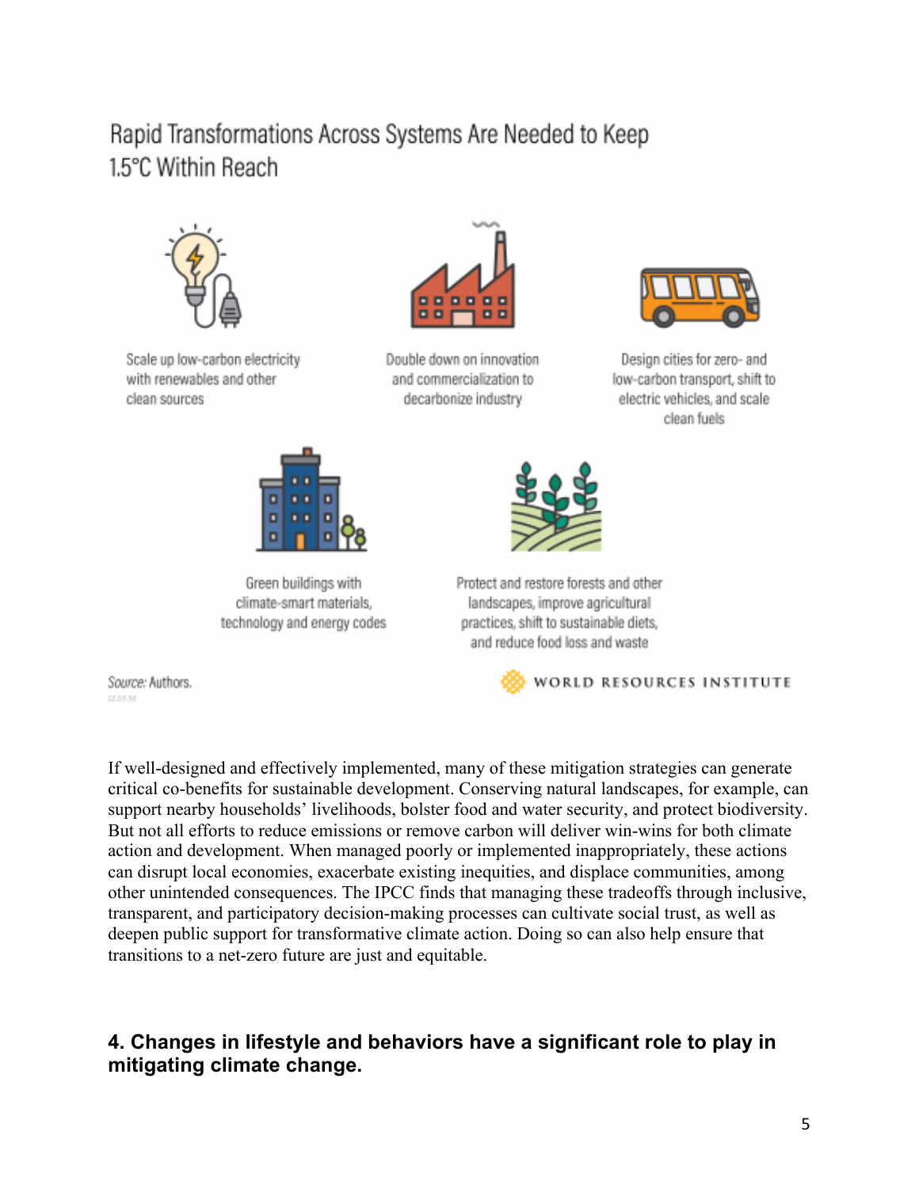Rapid Transformations Across Systems Are Needed to Keep 1.5°C Within Reach

Scale up low-carbon electricity with renewables and other clean sources

Double down on innovation and commercialization to decarbonize industry

Design cities for zero- and low-carbon transport, shift to electric vehicles, and scale clean fuels

Green buildings with climate-smart materials, technology and energy codes

Protect and restore forests and other landscapes, improve agricultural practices, shift to sustainable diets, and reduce food loss and waste

*Source:* Authors.

WORLD RESOURCES INSTITUTE

If well-designed and effectively implemented, many of these mitigation strategies can generate critical co-benefits for sustainable development. Conserving natural landscapes, for example, can support nearby households' livelihoods, bolster food and water security, and protect biodiversity. But not all efforts to reduce emissions or remove carbon will deliver win-wins for both climate action and development. When managed poorly or implemented inappropriately, these actions can disrupt local economies, exacerbate existing inequities, and displace communities, among other unintended consequences. The IPCC finds that managing these tradeoffs through inclusive, transparent, and participatory decision-making processes can cultivate social trust, as well as deepen public support for transformative climate action. Doing so can also help ensure that transitions to a net-zero future are just and equitable.

### 4. Changes in lifestyle and behaviors have a significant role to play in mitigating climate change.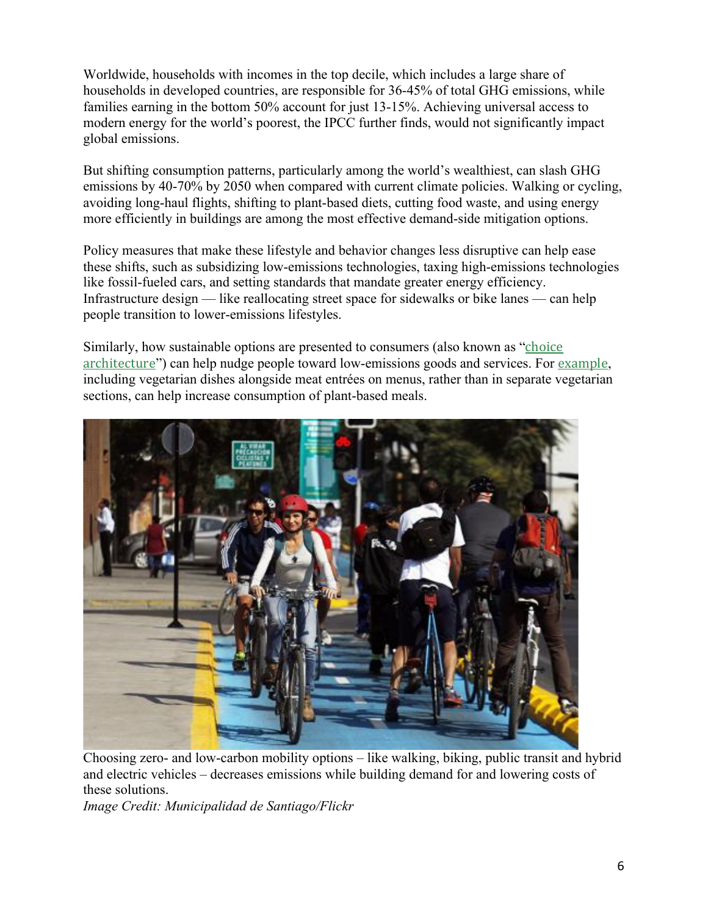Worldwide, households with incomes in the top decile, which includes a large share of households in developed countries, are responsible for 36-45% of total GHG emissions, while families earning in the bottom 50% account for just 13-15%. Achieving universal access to modern energy for the world's poorest, the IPCC further finds, would not significantly impact global emissions.

But shifting consumption patterns, particularly among the world's wealthiest, can slash GHG emissions by 40-70% by 2050 when compared with current climate policies. Walking or cycling, avoiding long-haul flights, shifting to plant-based diets, cutting food waste, and using energy more efficiently in buildings are among the most effective demand-side mitigation options.

Policy measures that make these lifestyle and behavior changes less disruptive can help ease these shifts, such as subsidizing low-emissions technologies, taxing high-emissions technologies like fossil-fueled cars, and setting standards that mandate greater energy efficiency. Infrastructure design — like reallocating street space for sidewalks or bike lanes — can help people transition to lower-emissions lifestyles.

Similarly, how sustainable options are presented to consumers (also known as "choice architecture") can help nudge people toward low-emissions goods and services. For example, including vegetarian dishes alongside meat entrées on menus, rather than in separate vegetarian sections, can help increase consumption of plant-based meals.

Choosing zero- and low-carbon mobility options – like walking, biking, public transit and hybrid and electric vehicles – decreases emissions while building demand for and lowering costs of these solutions.
*Image Credit: Municipalidad de Santiago/Flickr*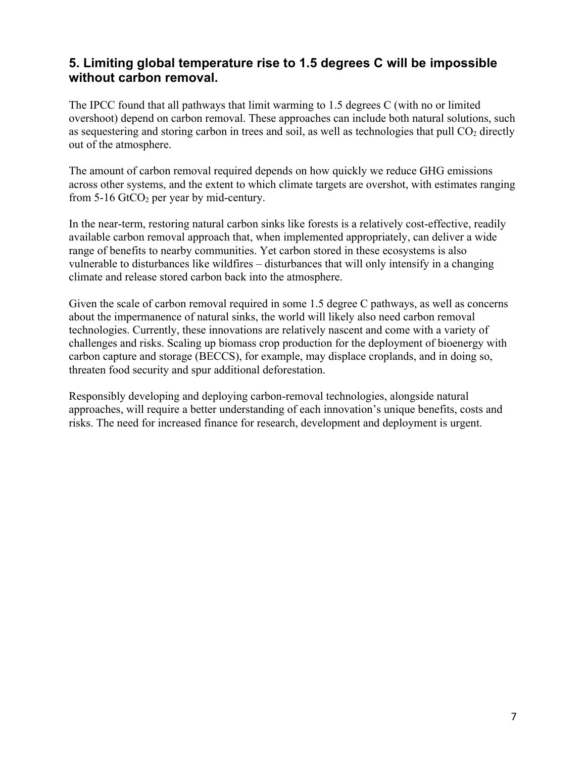## 5. Limiting global temperature rise to 1.5 degrees C will be impossible without carbon removal.

The IPCC found that all pathways that limit warming to 1.5 degrees C (with no or limited overshoot) depend on carbon removal. These approaches can include both natural solutions, such as sequestering and storing carbon in trees and soil, as well as technologies that pull $CO_2$ directly out of the atmosphere.

The amount of carbon removal required depends on how quickly we reduce GHG emissions across other systems, and the extent to which climate targets are overshot, with estimates ranging from 5-16 $GtCO_2$ per year by mid-century.

In the near-term, restoring natural carbon sinks like forests is a relatively cost-effective, readily available carbon removal approach that, when implemented appropriately, can deliver a wide range of benefits to nearby communities. Yet carbon stored in these ecosystems is also vulnerable to disturbances like wildfires – disturbances that will only intensify in a changing climate and release stored carbon back into the atmosphere.

Given the scale of carbon removal required in some 1.5 degree C pathways, as well as concerns about the impermanence of natural sinks, the world will likely also need carbon removal technologies. Currently, these innovations are relatively nascent and come with a variety of challenges and risks. Scaling up biomass crop production for the deployment of bioenergy with carbon capture and storage (BECCS), for example, may displace croplands, and in doing so, threaten food security and spur additional deforestation.

Responsibly developing and deploying carbon-removal technologies, alongside natural approaches, will require a better understanding of each innovation's unique benefits, costs and risks. The need for increased finance for research, development and deployment is urgent.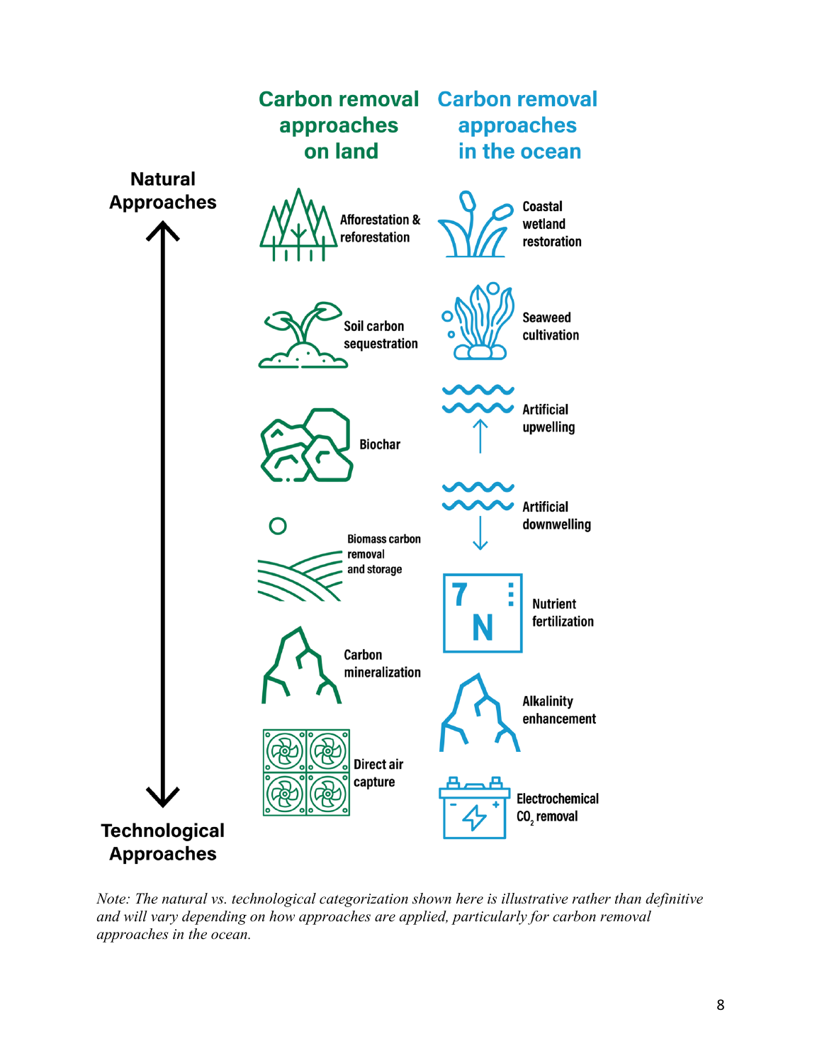Carbon removal approaches on land

Carbon removal approaches in the ocean

Natural Approaches

Afforestation & reforestation

Coastal wetland restoration

Soil carbon sequestration

Seaweed cultivation

Biochar

Artificial upwelling

Artificial downwelling

Biomass carbon removal and storage

Nutrient fertilization

7

N

Carbon mineralization

Alkalinity enhancement

Direct air capture

Electrochemical $CO_2$ removal

Technological Approaches

*Note: The natural vs. technological categorization shown here is illustrative rather than definitive and will vary depending on how approaches are applied, particularly for carbon removal approaches in the ocean.*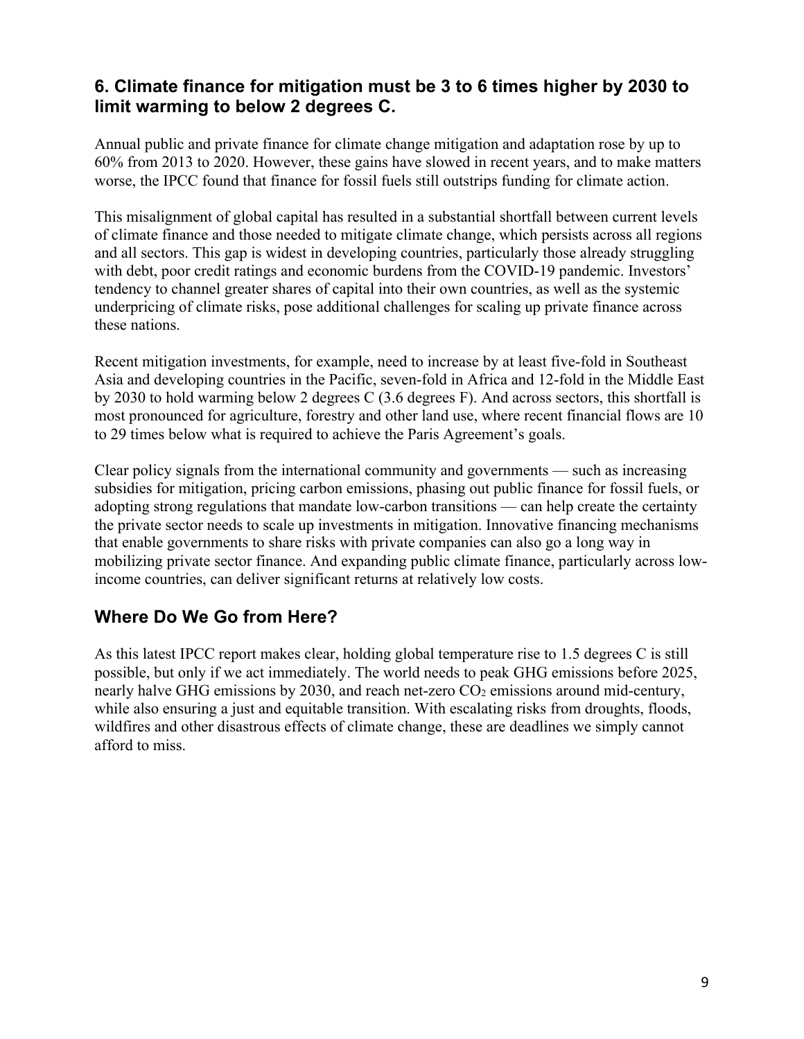## 6. Climate finance for mitigation must be 3 to 6 times higher by 2030 to limit warming to below 2 degrees C.

Annual public and private finance for climate change mitigation and adaptation rose by up to 60% from 2013 to 2020. However, these gains have slowed in recent years, and to make matters worse, the IPCC found that finance for fossil fuels still outstrips funding for climate action.

This misalignment of global capital has resulted in a substantial shortfall between current levels of climate finance and those needed to mitigate climate change, which persists across all regions and all sectors. This gap is widest in developing countries, particularly those already struggling with debt, poor credit ratings and economic burdens from the COVID-19 pandemic. Investors' tendency to channel greater shares of capital into their own countries, as well as the systemic underpricing of climate risks, pose additional challenges for scaling up private finance across these nations.

Recent mitigation investments, for example, need to increase by at least five-fold in Southeast Asia and developing countries in the Pacific, seven-fold in Africa and 12-fold in the Middle East by 2030 to hold warming below 2 degrees C (3.6 degrees F). And across sectors, this shortfall is most pronounced for agriculture, forestry and other land use, where recent financial flows are 10 to 29 times below what is required to achieve the Paris Agreement's goals.

Clear policy signals from the international community and governments — such as increasing subsidies for mitigation, pricing carbon emissions, phasing out public finance for fossil fuels, or adopting strong regulations that mandate low-carbon transitions — can help create the certainty the private sector needs to scale up investments in mitigation. Innovative financing mechanisms that enable governments to share risks with private companies can also go a long way in mobilizing private sector finance. And expanding public climate finance, particularly across low-income countries, can deliver significant returns at relatively low costs.

## Where Do We Go from Here?

As this latest IPCC report makes clear, holding global temperature rise to 1.5 degrees C is still possible, but only if we act immediately. The world needs to peak GHG emissions before 2025, nearly halve GHG emissions by 2030, and reach net-zero $CO_2$ emissions around mid-century, while also ensuring a just and equitable transition. With escalating risks from droughts, floods, wildfires and other disastrous effects of climate change, these are deadlines we simply cannot afford to miss.